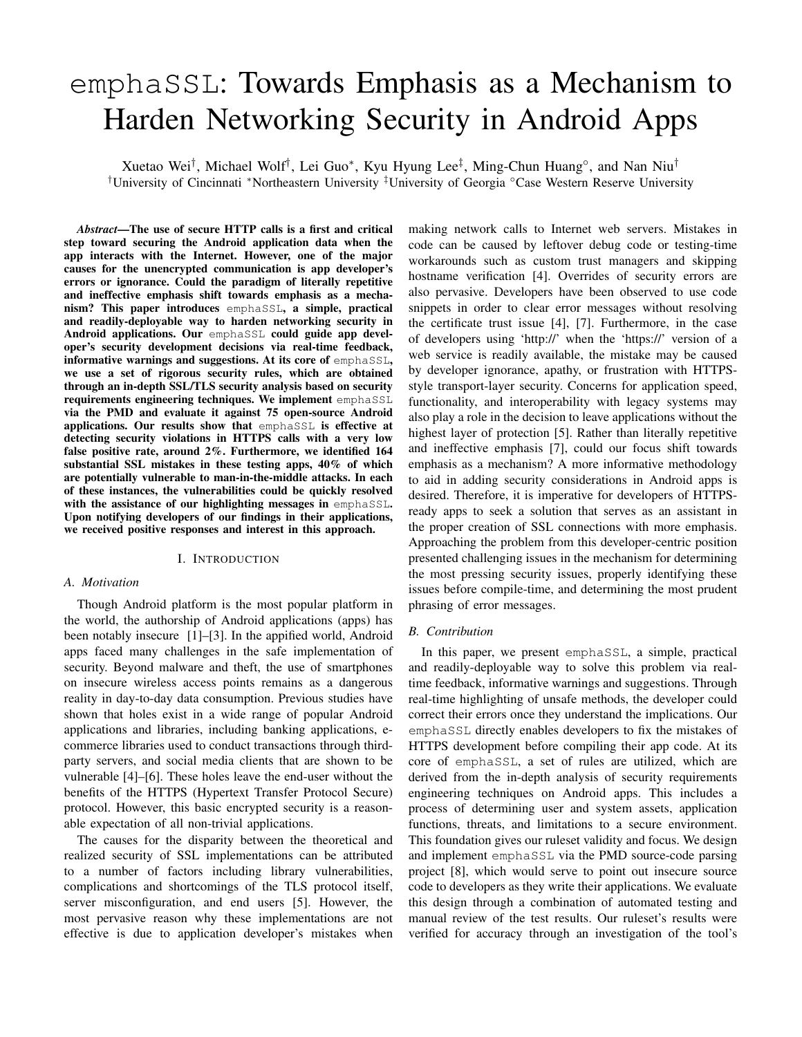# emphaSSL: Towards Emphasis as a Mechanism to Harden Networking Security in Android Apps

Xuetao Wei†, Michael Wolf†, Lei Guo*, Kyu Hyung Lee‡, Ming-Chun Huang°, and Nan Niu†

†University of Cincinnati *Northeastern University ‡University of Georgia °Case Western Reserve University

***Abstract*—The use of secure HTTP calls is a first and critical step toward securing the Android application data when the app interacts with the Internet. However, one of the major causes for the unencrypted communication is app developer's errors or ignorance. Could the paradigm of literally repetitive and ineffective emphasis shift towards emphasis as a mechanism? This paper introduces emphaSSL, a simple, practical and readily-deployable way to harden networking security in Android applications. Our emphaSSL could guide app developer's security development decisions via real-time feedback, informative warnings and suggestions. At its core of emphaSSL, we use a set of rigorous security rules, which are obtained through an in-depth SSL/TLS security analysis based on security requirements engineering techniques. We implement emphaSSL via the PMD and evaluate it against 75 open-source Android applications. Our results show that emphaSSL is effective at detecting security violations in HTTPS calls with a very low false positive rate, around 2%. Furthermore, we identified 164 substantial SSL mistakes in these testing apps, 40% of which are potentially vulnerable to man-in-the-middle attacks. In each of these instances, the vulnerabilities could be quickly resolved with the assistance of our highlighting messages in emphaSSL. Upon notifying developers of our findings in their applications, we received positive responses and interest in this approach.**

## I. Introduction

### A. Motivation

Though Android platform is the most popular platform in the world, the authorship of Android applications (apps) has been notably insecure [1]–[3]. In the appified world, Android apps faced many challenges in the safe implementation of security. Beyond malware and theft, the use of smartphones on insecure wireless access points remains as a dangerous reality in day-to-day data consumption. Previous studies have shown that holes exist in a wide range of popular Android applications and libraries, including banking applications, e-commerce libraries used to conduct transactions through third-party servers, and social media clients that are shown to be vulnerable [4]–[6]. These holes leave the end-user without the benefits of the HTTPS (Hypertext Transfer Protocol Secure) protocol. However, this basic encrypted security is a reasonable expectation of all non-trivial applications.

The causes for the disparity between the theoretical and realized security of SSL implementations can be attributed to a number of factors including library vulnerabilities, complications and shortcomings of the TLS protocol itself, server misconfiguration, and end users [5]. However, the most pervasive reason why these implementations are not effective is due to application developer's mistakes when making network calls to Internet web servers. Mistakes in code can be caused by leftover debug code or testing-time workarounds such as custom trust managers and skipping hostname verification [4]. Overrides of security errors are also pervasive. Developers have been observed to use code snippets in order to clear error messages without resolving the certificate trust issue [4], [7]. Furthermore, in the case of developers using 'http://' when the 'https://' version of a web service is readily available, the mistake may be caused by developer ignorance, apathy, or frustration with HTTPS-style transport-layer security. Concerns for application speed, functionality, and interoperability with legacy systems may also play a role in the decision to leave applications without the highest layer of protection [5]. Rather than literally repetitive and ineffective emphasis [7], could our focus shift towards emphasis as a mechanism? A more informative methodology to aid in adding security considerations in Android apps is desired. Therefore, it is imperative for developers of HTTPS-ready apps to seek a solution that serves as an assistant in the proper creation of SSL connections with more emphasis. Approaching the problem from this developer-centric position presented challenging issues in the mechanism for determining the most pressing security issues, properly identifying these issues before compile-time, and determining the most prudent phrasing of error messages.

### B. Contribution

In this paper, we present emphaSSL, a simple, practical and readily-deployable way to solve this problem via real-time feedback, informative warnings and suggestions. Through real-time highlighting of unsafe methods, the developer could correct their errors once they understand the implications. Our emphaSSL directly enables developers to fix the mistakes of HTTPS development before compiling their app code. At its core of emphaSSL, a set of rules are utilized, which are derived from the in-depth analysis of security requirements engineering techniques on Android apps. This includes a process of determining user and system assets, application functions, threats, and limitations to a secure environment. This foundation gives our ruleset validity and focus. We design and implement emphaSSL via the PMD source-code parsing project [8], which would serve to point out insecure source code to developers as they write their applications. We evaluate this design through a combination of automated testing and manual review of the test results. Our ruleset's results were verified for accuracy through an investigation of the tool's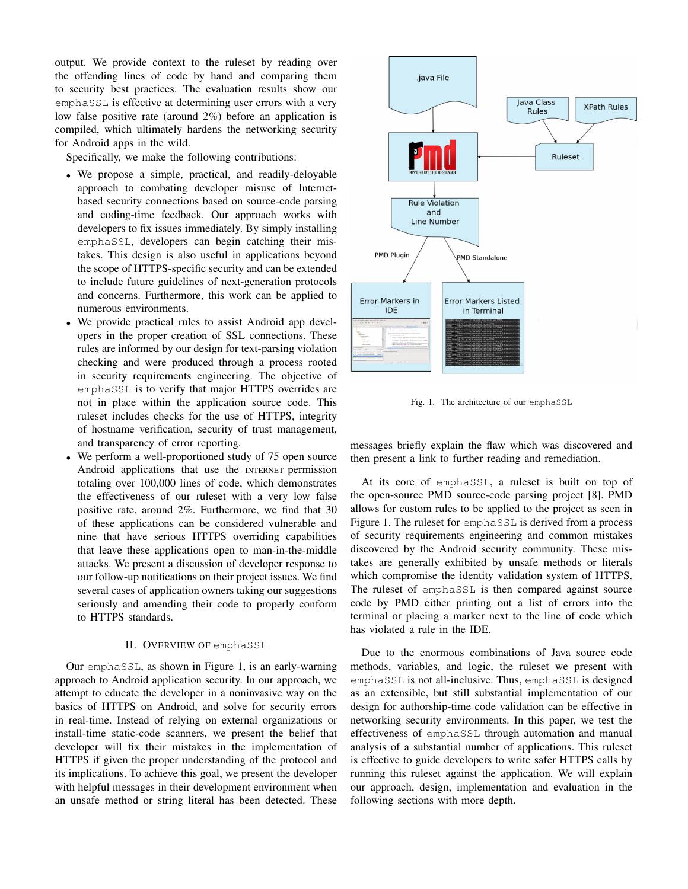output. We provide context to the ruleset by reading over the offending lines of code by hand and comparing them to security best practices. The evaluation results show our emphaSSL is effective at determining user errors with a very low false positive rate (around 2%) before an application is compiled, which ultimately hardens the networking security for Android apps in the wild.

Specifically, we make the following contributions:

- We propose a simple, practical, and readily-deloyable approach to combating developer misuse of Internet-based security connections based on source-code parsing and coding-time feedback. Our approach works with developers to fix issues immediately. By simply installing emphaSSL, developers can begin catching their mistakes. This design is also useful in applications beyond the scope of HTTPS-specific security and can be extended to include future guidelines of next-generation protocols and concerns. Furthermore, this work can be applied to numerous environments.
- We provide practical rules to assist Android app developers in the proper creation of SSL connections. These rules are informed by our design for text-parsing violation checking and were produced through a process rooted in security requirements engineering. The objective of emphaSSL is to verify that major HTTPS overrides are not in place within the application source code. This ruleset includes checks for the use of HTTPS, integrity of hostname verification, security of trust management, and transparency of error reporting.
- We perform a well-proportioned study of 75 open source Android applications that use the INTERNET permission totaling over 100,000 lines of code, which demonstrates the effectiveness of our ruleset with a very low false positive rate, around 2%. Furthermore, we find that 30 of these applications can be considered vulnerable and nine that have serious HTTPS overriding capabilities that leave these applications open to man-in-the-middle attacks. We present a discussion of developer response to our follow-up notifications on their project issues. We find several cases of application owners taking our suggestions seriously and amending their code to properly conform to HTTPS standards.

## II. Overview of emphaSSL

Our emphaSSL, as shown in Figure 1, is an early-warning approach to Android application security. In our approach, we attempt to educate the developer in a noninvasive way on the basics of HTTPS on Android, and solve for security errors in real-time. Instead of relying on external organizations or install-time static-code scanners, we present the belief that developer will fix their mistakes in the implementation of HTTPS if given the proper understanding of the protocol and its implications. To achieve this goal, we present the developer with helpful messages in their development environment when an unsafe method or string literal has been detected. These messages briefly explain the flaw which was discovered and then present a link to further reading and remediation.

Fig. 1. The architecture of our emphaSSL

At its core of emphaSSL, a ruleset is built on top of the open-source PMD source-code parsing project [8]. PMD allows for custom rules to be applied to the project as seen in Figure 1. The ruleset for emphaSSL is derived from a process of security requirements engineering and common mistakes discovered by the Android security community. These mistakes are generally exhibited by unsafe methods or literals which compromise the identity validation system of HTTPS. The ruleset of emphaSSL is then compared against source code by PMD either printing out a list of errors into the terminal or placing a marker next to the line of code which has violated a rule in the IDE.

Due to the enormous combinations of Java source code methods, variables, and logic, the ruleset we present with emphaSSL is not all-inclusive. Thus, emphaSSL is designed as an extensible, but still substantial implementation of our design for authorship-time code validation can be effective in networking security environments. In this paper, we test the effectiveness of emphaSSL through automation and manual analysis of a substantial number of applications. This ruleset is effective to guide developers to write safer HTTPS calls by running this ruleset against the application. We will explain our approach, design, implementation and evaluation in the following sections with more depth.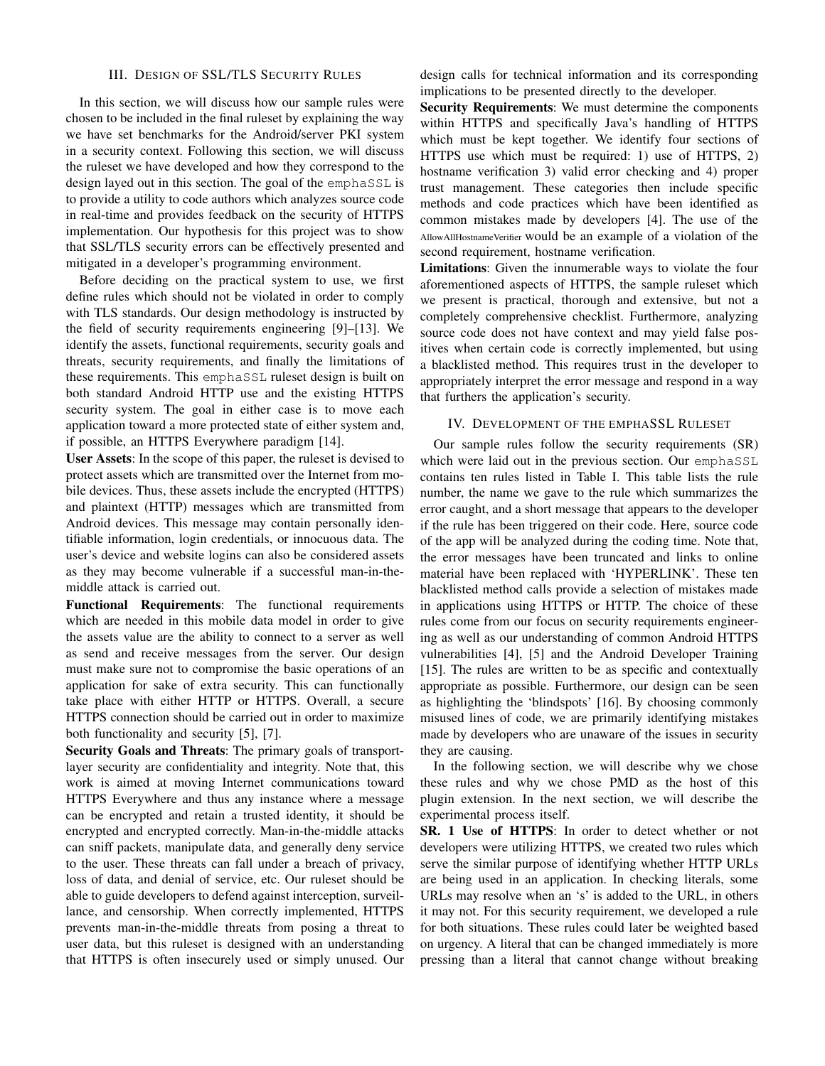## III. Design of SSL/TLS Security Rules

In this section, we will discuss how our sample rules were chosen to be included in the final ruleset by explaining the way we have set benchmarks for the Android/server PKI system in a security context. Following this section, we will discuss the ruleset we have developed and how they correspond to the design layed out in this section. The goal of the `emphaSSL` is to provide a utility to code authors which analyzes source code in real-time and provides feedback on the security of HTTPS implementation. Our hypothesis for this project was to show that SSL/TLS security errors can be effectively presented and mitigated in a developer's programming environment.

Before deciding on the practical system to use, we first define rules which should not be violated in order to comply with TLS standards. Our design methodology is instructed by the field of security requirements engineering [9]–[13]. We identify the assets, functional requirements, security goals and threats, security requirements, and finally the limitations of these requirements. This `emphaSSL` ruleset design is built on both standard Android HTTP use and the existing HTTPS security system. The goal in either case is to move each application toward a more protected state of either system and, if possible, an HTTPS Everywhere paradigm [14].

**User Assets**: In the scope of this paper, the ruleset is devised to protect assets which are transmitted over the Internet from mobile devices. Thus, these assets include the encrypted (HTTPS) and plaintext (HTTP) messages which are transmitted from Android devices. This message may contain personally identifiable information, login credentials, or innocuous data. The user's device and website logins can also be considered assets as they may become vulnerable if a successful man-in-the-middle attack is carried out.

**Functional Requirements**: The functional requirements which are needed in this mobile data model in order to give the assets value are the ability to connect to a server as well as send and receive messages from the server. Our design must make sure not to compromise the basic operations of an application for sake of extra security. This can functionally take place with either HTTP or HTTPS. Overall, a secure HTTPS connection should be carried out in order to maximize both functionality and security [5], [7].

**Security Goals and Threats**: The primary goals of transport-layer security are confidentiality and integrity. Note that, this work is aimed at moving Internet communications toward HTTPS Everywhere and thus any instance where a message can be encrypted and retain a trusted identity, it should be encrypted and encrypted correctly. Man-in-the-middle attacks can sniff packets, manipulate data, and generally deny service to the user. These threats can fall under a breach of privacy, loss of data, and denial of service, etc. Our ruleset should be able to guide developers to defend against interception, surveillance, and censorship. When correctly implemented, HTTPS prevents man-in-the-middle threats from posing a threat to user data, but this ruleset is designed with an understanding that HTTPS is often insecurely used or simply unused. Our design calls for technical information and its corresponding implications to be presented directly to the developer.

**Security Requirements**: We must determine the components within HTTPS and specifically Java's handling of HTTPS which must be kept together. We identify four sections of HTTPS use which must be required: 1) use of HTTPS, 2) hostname verification 3) valid error checking and 4) proper trust management. These categories then include specific methods and code practices which have been identified as common mistakes made by developers [4]. The use of the AllowAllHostnameVerifier would be an example of a violation of the second requirement, hostname verification.

**Limitations**: Given the innumerable ways to violate the four aforementioned aspects of HTTPS, the sample ruleset which we present is practical, thorough and extensive, but not a completely comprehensive checklist. Furthermore, analyzing source code does not have context and may yield false positives when certain code is correctly implemented, but using a blacklisted method. This requires trust in the developer to appropriately interpret the error message and respond in a way that furthers the application's security.

## IV. Development of the emphaSSL Ruleset

Our sample rules follow the security requirements (SR) which were laid out in the previous section. Our `emphaSSL` contains ten rules listed in Table I. This table lists the rule number, the name we gave to the rule which summarizes the error caught, and a short message that appears to the developer if the rule has been triggered on their code. Here, source code of the app will be analyzed during the coding time. Note that, the error messages have been truncated and links to online material have been replaced with 'HYPERLINK'. These ten blacklisted method calls provide a selection of mistakes made in applications using HTTPS or HTTP. The choice of these rules come from our focus on security requirements engineering as well as our understanding of common Android HTTPS vulnerabilities [4], [5] and the Android Developer Training [15]. The rules are written to be as specific and contextually appropriate as possible. Furthermore, our design can be seen as highlighting the 'blindspots' [16]. By choosing commonly misused lines of code, we are primarily identifying mistakes made by developers who are unaware of the issues in security they are causing.

In the following section, we will describe why we chose these rules and why we chose PMD as the host of this plugin extension. In the next section, we will describe the experimental process itself.

**SR. 1 Use of HTTPS**: In order to detect whether or not developers were utilizing HTTPS, we created two rules which serve the similar purpose of identifying whether HTTP URLs are being used in an application. In checking literals, some URLs may resolve when an 's' is added to the URL, in others it may not. For this security requirement, we developed a rule for both situations. These rules could later be weighted based on urgency. A literal that can be changed immediately is more pressing than a literal that cannot change without breaking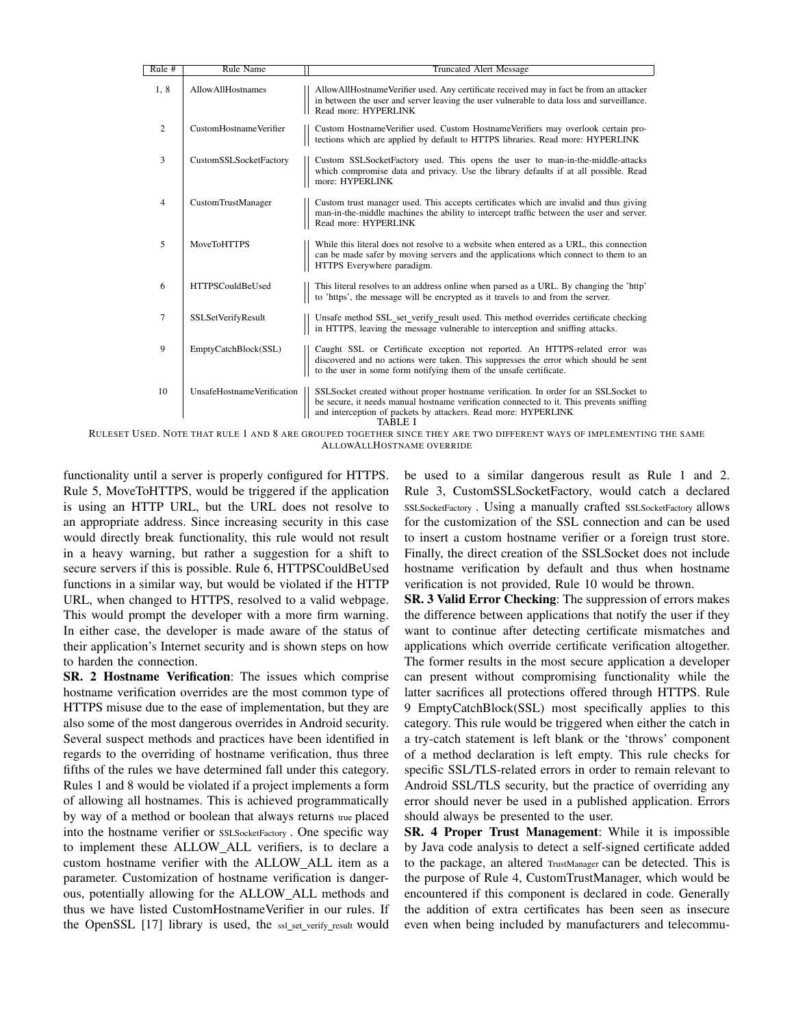| Rule # | Rule Name | Truncated Alert Message |
| --- | --- | --- |
| 1, 8 | AllowAllHostnames | AllowAllHostnameVerifier used. Any certificate received may in fact be from an attacker in between the user and server leaving the user vulnerable to data loss and surveillance. Read more: HYPERLINK |
| 2 | CustomHostnameVerifier | Custom HostnameVerifier used. Custom HostnameVerifiers may overlook certain protections which are applied by default to HTTPS libraries. Read more: HYPERLINK |
| 3 | CustomSSLSocketFactory | Custom SSLSocketFactory used. This opens the user to man-in-the-middle-attacks which compromise data and privacy. Use the library defaults if at all possible. Read more: HYPERLINK |
| 4 | CustomTrustManager | Custom trust manager used. This accepts certificates which are invalid and thus giving man-in-the-middle machines the ability to intercept traffic between the user and server. Read more: HYPERLINK |
| 5 | MoveToHTTPS | While this literal does not resolve to a website when entered as a URL, this connection can be made safer by moving servers and the applications which connect to them to an HTTPS Everywhere paradigm. |
| 6 | HTTPSCouldBeUsed | This literal resolves to an address online when parsed as a URL. By changing the 'http' to 'https', the message will be encrypted as it travels to and from the server. |
| 7 | SSLSetVerifyResult | Unsafe method SSL_set_verify_result used. This method overrides certificate checking in HTTPS, leaving the message vulnerable to interception and sniffing attacks. |
| 9 | EmptyCatchBlock(SSL) | Caught SSL or Certificate exception not reported. An HTTPS-related error was discovered and no actions were taken. This suppresses the error which should be sent to the user in some form notifying them of the unsafe certificate. |
| 10 | UnsafeHostnameVerification | SSLSocket created without proper hostname verification. In order for an SSLSocket to be secure, it needs manual hostname verification connected to it. This prevents sniffing and interception of packets by attackers. Read more: HYPERLINK |

TABLE I

RULESET USED. NOTE THAT RULE 1 AND 8 ARE GROUPED TOGETHER SINCE THEY ARE TWO DIFFERENT WAYS OF IMPLEMENTING THE SAME ALLOWALLHOSTNAME OVERRIDE

functionality until a server is properly configured for HTTPS. Rule 5, MoveToHTTPS, would be triggered if the application is using an HTTP URL, but the URL does not resolve to an appropriate address. Since increasing security in this case would directly break functionality, this rule would not result in a heavy warning, but rather a suggestion for a shift to secure servers if this is possible. Rule 6, HTTPSCouldBeUsed functions in a similar way, but would be violated if the HTTP URL, when changed to HTTPS, resolved to a valid webpage. This would prompt the developer with a more firm warning. In either case, the developer is made aware of the status of their application's Internet security and is shown steps on how to harden the connection.

**SR. 2 Hostname Verification**: The issues which comprise hostname verification overrides are the most common type of HTTPS misuse due to the ease of implementation, but they are also some of the most dangerous overrides in Android security. Several suspect methods and practices have been identified in regards to the overriding of hostname verification, thus three fifths of the rules we have determined fall under this category. Rules 1 and 8 would be violated if a project implements a form of allowing all hostnames. This is achieved programmatically by way of a method or boolean that always returns true placed into the hostname verifier or SSLSocketFactory . One specific way to implement these ALLOW_ALL verifiers, is to declare a custom hostname verifier with the ALLOW_ALL item as a parameter. Customization of hostname verification is dangerous, potentially allowing for the ALLOW_ALL methods and thus we have listed CustomHostnameVerifier in our rules. If the OpenSSL [17] library is used, the ssl_set_verify_result would be used to a similar dangerous result as Rule 1 and 2. Rule 3, CustomSSLSocketFactory, would catch a declared SSLSocketFactory . Using a manually crafted SSLSocketFactory allows for the customization of the SSL connection and can be used to insert a custom hostname verifier or a foreign trust store. Finally, the direct creation of the SSLSocket does not include hostname verification by default and thus when hostname verification is not provided, Rule 10 would be thrown.

**SR. 3 Valid Error Checking**: The suppression of errors makes the difference between applications that notify the user if they want to continue after detecting certificate mismatches and applications which override certificate verification altogether. The former results in the most secure application a developer can present without compromising functionality while the latter sacrifices all protections offered through HTTPS. Rule 9 EmptyCatchBlock(SSL) most specifically applies to this category. This rule would be triggered when either the catch in a try-catch statement is left blank or the 'throws' component of a method declaration is left empty. This rule checks for specific SSL/TLS-related errors in order to remain relevant to Android SSL/TLS security, but the practice of overriding any error should never be used in a published application. Errors should always be presented to the user.

**SR. 4 Proper Trust Management**: While it is impossible by Java code analysis to detect a self-signed certificate added to the package, an altered TrustManager can be detected. This is the purpose of Rule 4, CustomTrustManager, which would be encountered if this component is declared in code. Generally the addition of extra certificates has been seen as insecure even when being included by manufacturers and telecommu-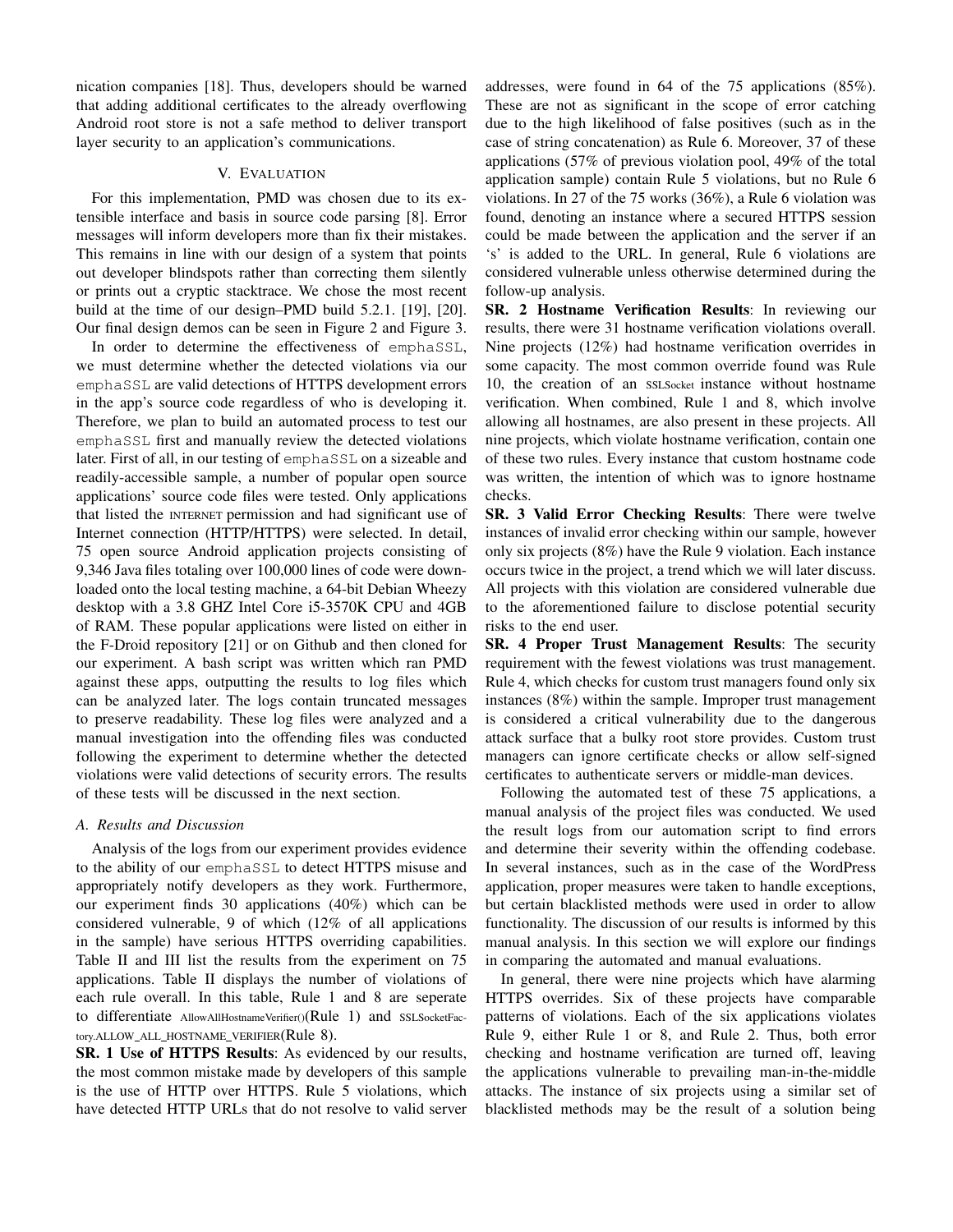nication companies [18]. Thus, developers should be warned that adding additional certificates to the already overflowing Android root store is not a safe method to deliver transport layer security to an application's communications.

## V. Evaluation

For this implementation, PMD was chosen due to its extensible interface and basis in source code parsing [8]. Error messages will inform developers more than fix their mistakes. This remains in line with our design of a system that points out developer blindspots rather than correcting them silently or prints out a cryptic stacktrace. We chose the most recent build at the time of our design–PMD build 5.2.1. [19], [20]. Our final design demos can be seen in Figure 2 and Figure 3.

In order to determine the effectiveness of `emphaSSL`, we must determine whether the detected violations via our `emphaSSL` are valid detections of HTTPS development errors in the app's source code regardless of who is developing it. Therefore, we plan to build an automated process to test our `emphaSSL` first and manually review the detected violations later. First of all, in our testing of `emphaSSL` on a sizeable and readily-accessible sample, a number of popular open source applications' source code files were tested. Only applications that listed the INTERNET permission and had significant use of Internet connection (HTTP/HTTPS) were selected. In detail, 75 open source Android application projects consisting of 9,346 Java files totaling over 100,000 lines of code were downloaded onto the local testing machine, a 64-bit Debian Wheezy desktop with a 3.8 GHZ Intel Core i5-3570K CPU and 4GB of RAM. These popular applications were listed on either in the F-Droid repository [21] or on Github and then cloned for our experiment. A bash script was written which ran PMD against these apps, outputting the results to log files which can be analyzed later. The logs contain truncated messages to preserve readability. These log files were analyzed and a manual investigation into the offending files was conducted following the experiment to determine whether the detected violations were valid detections of security errors. The results of these tests will be discussed in the next section.

### A. Results and Discussion

Analysis of the logs from our experiment provides evidence to the ability of our `emphaSSL` to detect HTTPS misuse and appropriately notify developers as they work. Furthermore, our experiment finds 30 applications (40%) which can be considered vulnerable, 9 of which (12% of all applications in the sample) have serious HTTPS overriding capabilities. Table II and III list the results from the experiment on 75 applications. Table II displays the number of violations of each rule overall. In this table, Rule 1 and 8 are seperate to differentiate AllowAllHostnameVerifier()(Rule 1) and SSLSocketFactory.ALLOW_ALL_HOSTNAME_VERIFIER(Rule 8).

**SR. 1 Use of HTTPS Results**: As evidenced by our results, the most common mistake made by developers of this sample is the use of HTTP over HTTPS. Rule 5 violations, which have detected HTTP URLs that do not resolve to valid server addresses, were found in 64 of the 75 applications (85%). These are not as significant in the scope of error catching due to the high likelihood of false positives (such as in the case of string concatenation) as Rule 6. Moreover, 37 of these applications (57% of previous violation pool, 49% of the total application sample) contain Rule 5 violations, but no Rule 6 violations. In 27 of the 75 works (36%), a Rule 6 violation was found, denoting an instance where a secured HTTPS session could be made between the application and the server if an 's' is added to the URL. In general, Rule 6 violations are considered vulnerable unless otherwise determined during the follow-up analysis.

**SR. 2 Hostname Verification Results**: In reviewing our results, there were 31 hostname verification violations overall. Nine projects (12%) had hostname verification overrides in some capacity. The most common override found was Rule 10, the creation of an SSLSocket instance without hostname verification. When combined, Rule 1 and 8, which involve allowing all hostnames, are also present in these projects. All nine projects, which violate hostname verification, contain one of these two rules. Every instance that custom hostname code was written, the intention of which was to ignore hostname checks.

**SR. 3 Valid Error Checking Results**: There were twelve instances of invalid error checking within our sample, however only six projects (8%) have the Rule 9 violation. Each instance occurs twice in the project, a trend which we will later discuss. All projects with this violation are considered vulnerable due to the aforementioned failure to disclose potential security risks to the end user.

**SR. 4 Proper Trust Management Results**: The security requirement with the fewest violations was trust management. Rule 4, which checks for custom trust managers found only six instances (8%) within the sample. Improper trust management is considered a critical vulnerability due to the dangerous attack surface that a bulky root store provides. Custom trust managers can ignore certificate checks or allow self-signed certificates to authenticate servers or middle-man devices.

Following the automated test of these 75 applications, a manual analysis of the project files was conducted. We used the result logs from our automation script to find errors and determine their severity within the offending codebase. In several instances, such as in the case of the WordPress application, proper measures were taken to handle exceptions, but certain blacklisted methods were used in order to allow functionality. The discussion of our results is informed by this manual analysis. In this section we will explore our findings in comparing the automated and manual evaluations.

In general, there were nine projects which have alarming HTTPS overrides. Six of these projects have comparable patterns of violations. Each of the six applications violates Rule 9, either Rule 1 or 8, and Rule 2. Thus, both error checking and hostname verification are turned off, leaving the applications vulnerable to prevailing man-in-the-middle attacks. The instance of six projects using a similar set of blacklisted methods may be the result of a solution being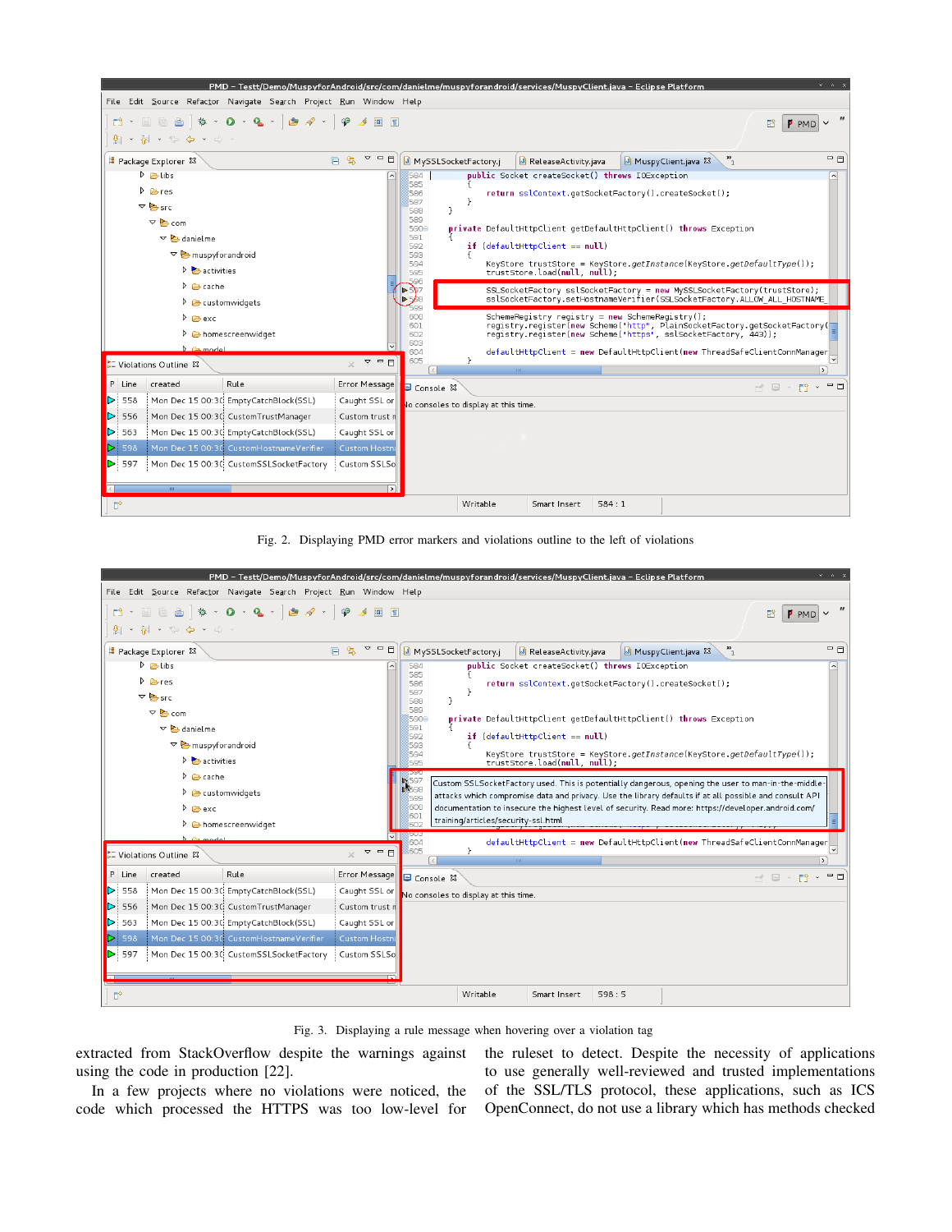Fig. 2. Displaying PMD error markers and violations outline to the left of violations

Fig. 3. Displaying a rule message when hovering over a violation tag

extracted from StackOverflow despite the warnings against using the code in production [22].

In a few projects where no violations were noticed, the code which processed the HTTPS was too low-level for the ruleset to detect. Despite the necessity of applications to use generally well-reviewed and trusted implementations of the SSL/TLS protocol, these applications, such as ICS OpenConnect, do not use a library which has methods checked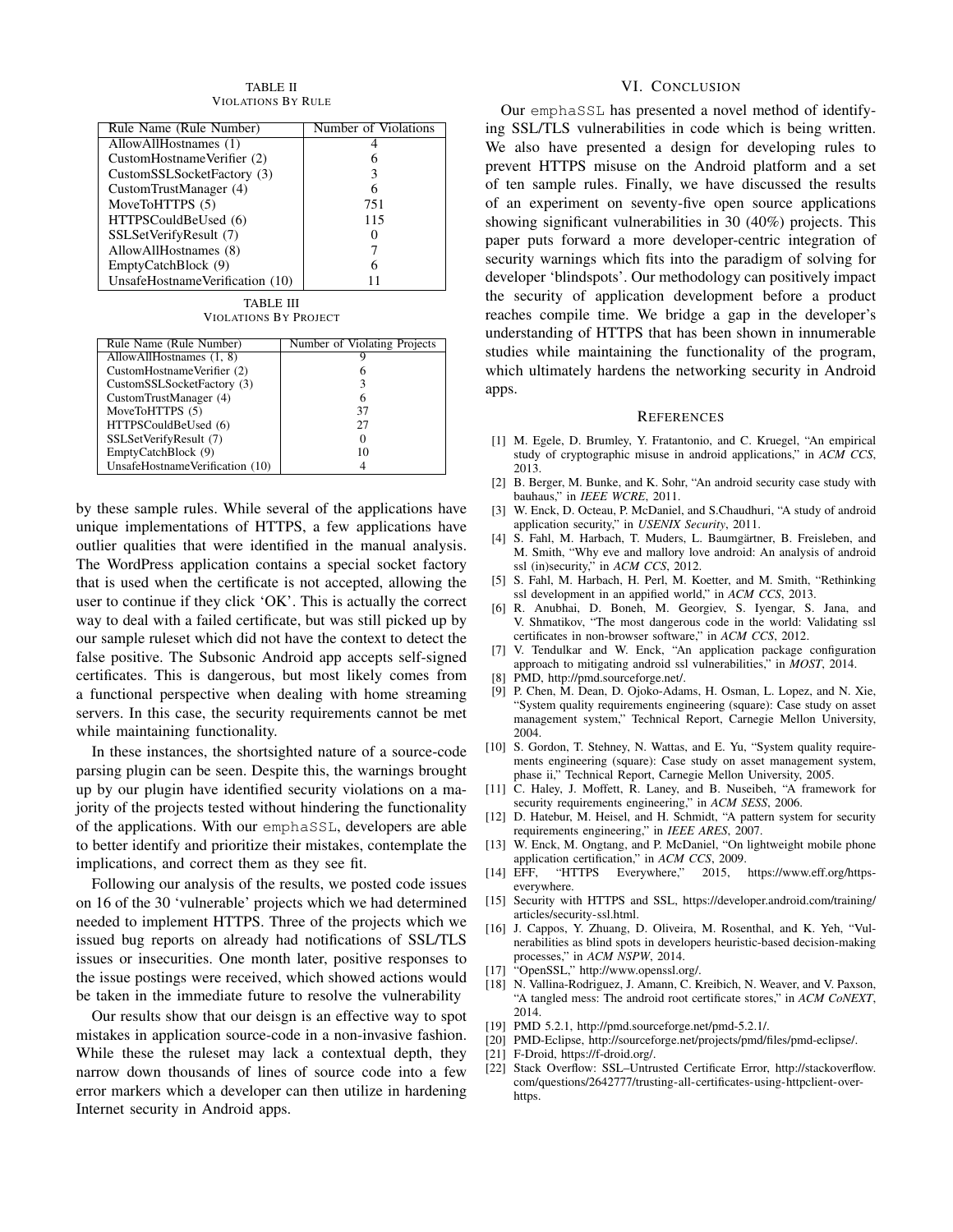TABLE II
VIOLATIONS BY RULE

| Rule Name (Rule Number) | Number of Violations |
| --- | --- |
| AllowAllHostnames (1) | 4 |
| CustomHostnameVerifier (2) | 6 |
| CustomSSLSocketFactory (3) | 3 |
| CustomTrustManager (4) | 6 |
| MoveToHTTPS (5) | 751 |
| HTTPSCouldBeUsed (6) | 115 |
| SSLSetVerifyResult (7) | 0 |
| AllowAllHostnames (8) | 7 |
| EmptyCatchBlock (9) | 6 |
| UnsafeHostnameVerification (10) | 11 |

TABLE III
VIOLATIONS BY PROJECT

| Rule Name (Rule Number) | Number of Violating Projects |
| --- | --- |
| AllowAllHostnames (1, 8) | 9 |
| CustomHostnameVerifier (2) | 6 |
| CustomSSLSocketFactory (3) | 3 |
| CustomTrustManager (4) | 6 |
| MoveToHTTPS (5) | 37 |
| HTTPSCouldBeUsed (6) | 27 |
| SSLSetVerifyResult (7) | 0 |
| EmptyCatchBlock (9) | 10 |
| UnsafeHostnameVerification (10) | 4 |

by these sample rules. While several of the applications have unique implementations of HTTPS, a few applications have outlier qualities that were identified in the manual analysis. The WordPress application contains a special socket factory that is used when the certificate is not accepted, allowing the user to continue if they click 'OK'. This is actually the correct way to deal with a failed certificate, but was still picked up by our sample ruleset which did not have the context to detect the false positive. The Subsonic Android app accepts self-signed certificates. This is dangerous, but most likely comes from a functional perspective when dealing with home streaming servers. In this case, the security requirements cannot be met while maintaining functionality.

In these instances, the shortsighted nature of a source-code parsing plugin can be seen. Despite this, the warnings brought up by our plugin have identified security violations on a majority of the projects tested without hindering the functionality of the applications. With our emphaSSL, developers are able to better identify and prioritize their mistakes, contemplate the implications, and correct them as they see fit.

Following our analysis of the results, we posted code issues on 16 of the 30 'vulnerable' projects which we had determined needed to implement HTTPS. Three of the projects which we issued bug reports on already had notifications of SSL/TLS issues or insecurities. One month later, positive responses to the issue postings were received, which showed actions would be taken in the immediate future to resolve the vulnerability

Our results show that our deisgn is an effective way to spot mistakes in application source-code in a non-invasive fashion. While these the ruleset may lack a contextual depth, they narrow down thousands of lines of source code into a few error markers which a developer can then utilize in hardening Internet security in Android apps.

## VI. CONCLUSION

Our emphaSSL has presented a novel method of identifying SSL/TLS vulnerabilities in code which is being written. We also have presented a design for developing rules to prevent HTTPS misuse on the Android platform and a set of ten sample rules. Finally, we have discussed the results of an experiment on seventy-five open source applications showing significant vulnerabilities in 30 (40%) projects. This paper puts forward a more developer-centric integration of security warnings which fits into the paradigm of solving for developer 'blindspots'. Our methodology can positively impact the security of application development before a product reaches compile time. We bridge a gap in the developer's understanding of HTTPS that has been shown in innumerable studies while maintaining the functionality of the program, which ultimately hardens the networking security in Android apps.

## REFERENCES

[1] M. Egele, D. Brumley, Y. Fratantonio, and C. Kruegel, "An empirical study of cryptographic misuse in android applications," in *ACM CCS*, 2013.

[2] B. Berger, M. Bunke, and K. Sohr, "An android security case study with bauhaus," in *IEEE WCRE*, 2011.

[3] W. Enck, D. Octeau, P. McDaniel, and S.Chaudhuri, "A study of android application security," in *USENIX Security*, 2011.

[4] S. Fahl, M. Harbach, T. Muders, L. Baumgärtner, B. Freisleben, and M. Smith, "Why eve and mallory love android: An analysis of android ssl (in)security," in *ACM CCS*, 2012.

[5] S. Fahl, M. Harbach, H. Perl, M. Koetter, and M. Smith, "Rethinking ssl development in an appified world," in *ACM CCS*, 2013.

[6] R. Anubhai, D. Boneh, M. Georgiev, S. Iyengar, S. Jana, and V. Shmatikov, "The most dangerous code in the world: Validating ssl certificates in non-browser software," in *ACM CCS*, 2012.

[7] V. Tendulkar and W. Enck, "An application package configuration approach to mitigating android ssl vulnerabilities," in *MOST*, 2014.

[8] PMD, http://pmd.sourceforge.net/.

[9] P. Chen, M. Dean, D. Ojoko-Adams, H. Osman, L. Lopez, and N. Xie, "System quality requirements engineering (square): Case study on asset management system," Technical Report, Carnegie Mellon University, 2004.

[10] S. Gordon, T. Stehney, N. Wattas, and E. Yu, "System quality requirements engineering (square): Case study on asset management system, phase ii," Technical Report, Carnegie Mellon University, 2005.

[11] C. Haley, J. Moffett, R. Laney, and B. Nuseibeh, "A framework for security requirements engineering," in *ACM SESS*, 2006.

[12] D. Hatebur, M. Heisel, and H. Schmidt, "A pattern system for security requirements engineering," in *IEEE ARES*, 2007.

[13] W. Enck, M. Ongtang, and P. McDaniel, "On lightweight mobile phone application certification," in *ACM CCS*, 2009.

[14] EFF, "HTTPS Everywhere," 2015, https://www.eff.org/https-everywhere.

[15] Security with HTTPS and SSL, https://developer.android.com/training/articles/security-ssl.html.

[16] J. Cappos, Y. Zhuang, D. Oliveira, M. Rosenthal, and K. Yeh, "Vulnerabilities as blind spots in developers heuristic-based decision-making processes," in *ACM NSPW*, 2014.

[17] "OpenSSL," http://www.openssl.org/.

[18] N. Vallina-Rodriguez, J. Amann, C. Kreibich, N. Weaver, and V. Paxson, "A tangled mess: The android root certificate stores," in *ACM CoNEXT*, 2014.

[19] PMD 5.2.1, http://pmd.sourceforge.net/pmd-5.2.1/.

[20] PMD-Eclipse, http://sourceforge.net/projects/pmd/files/pmd-eclipse/.

[21] F-Droid, https://f-droid.org/.

[22] Stack Overflow: SSL–Untrusted Certificate Error, http://stackoverflow.com/questions/2642777/trusting-all-certificates-using-httpclient-over-https.